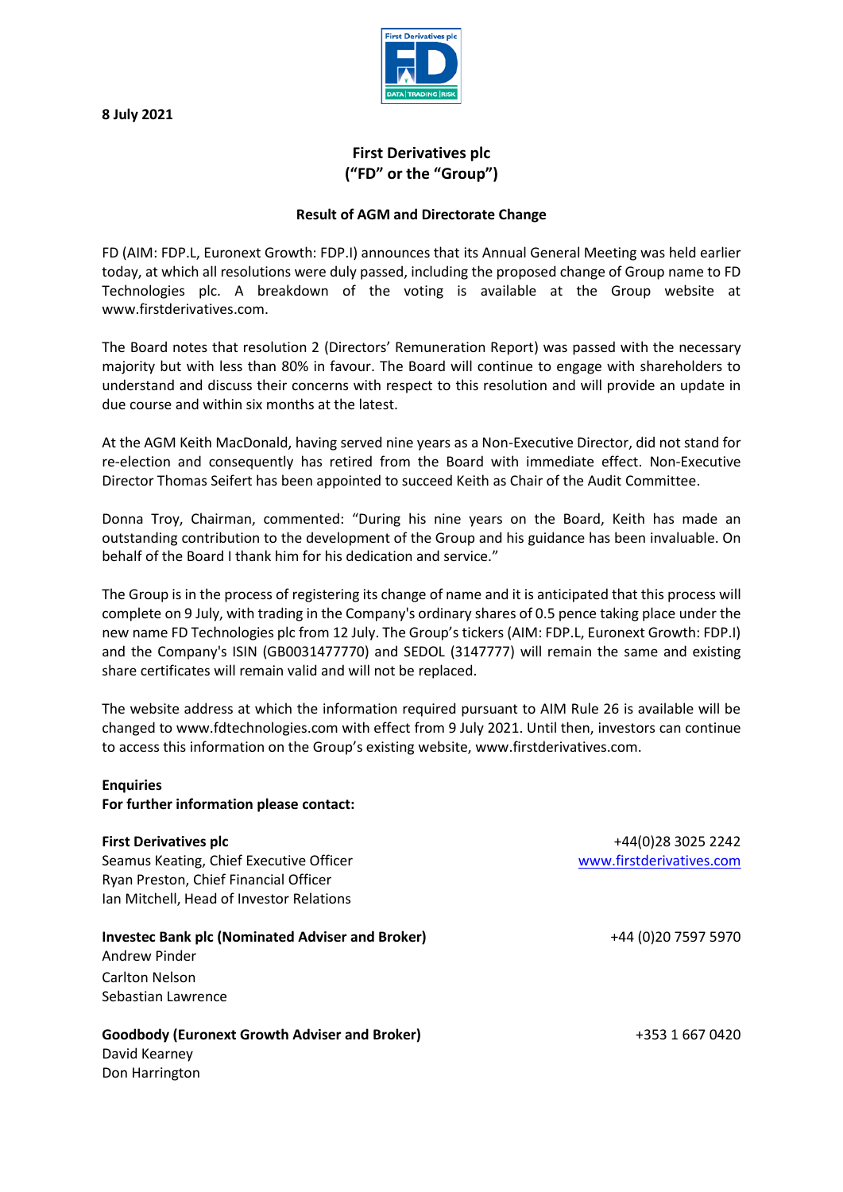**8 July 2021**

**First Derivatives plc**
**("FD" or the "Group")**

**Result of AGM and Directorate Change**

FD (AIM: FDP.L, Euronext Growth: FDP.I) announces that its Annual General Meeting was held earlier today, at which all resolutions were duly passed, including the proposed change of Group name to FD Technologies plc. A breakdown of the voting is available at the Group website at www.firstderivatives.com.

The Board notes that resolution 2 (Directors' Remuneration Report) was passed with the necessary majority but with less than 80% in favour. The Board will continue to engage with shareholders to understand and discuss their concerns with respect to this resolution and will provide an update in due course and within six months at the latest.

At the AGM Keith MacDonald, having served nine years as a Non-Executive Director, did not stand for re-election and consequently has retired from the Board with immediate effect. Non-Executive Director Thomas Seifert has been appointed to succeed Keith as Chair of the Audit Committee.

Donna Troy, Chairman, commented: "During his nine years on the Board, Keith has made an outstanding contribution to the development of the Group and his guidance has been invaluable. On behalf of the Board I thank him for his dedication and service."

The Group is in the process of registering its change of name and it is anticipated that this process will complete on 9 July, with trading in the Company's ordinary shares of 0.5 pence taking place under the new name FD Technologies plc from 12 July. The Group's tickers (AIM: FDP.L, Euronext Growth: FDP.I) and the Company's ISIN (GB0031477770) and SEDOL (3147777) will remain the same and existing share certificates will remain valid and will not be replaced.

The website address at which the information required pursuant to AIM Rule 26 is available will be changed to www.fdtechnologies.com with effect from 9 July 2021. Until then, investors can continue to access this information on the Group's existing website, www.firstderivatives.com.

**Enquiries**
**For further information please contact:**

**First Derivatives plc** — +44(0)28 3025 2242 — www.firstderivatives.com
Seamus Keating, Chief Executive Officer
Ryan Preston, Chief Financial Officer
Ian Mitchell, Head of Investor Relations

**Investec Bank plc (Nominated Adviser and Broker)** — +44 (0)20 7597 5970
Andrew Pinder
Carlton Nelson
Sebastian Lawrence

**Goodbody (Euronext Growth Adviser and Broker)** — +353 1 667 0420
David Kearney
Don Harrington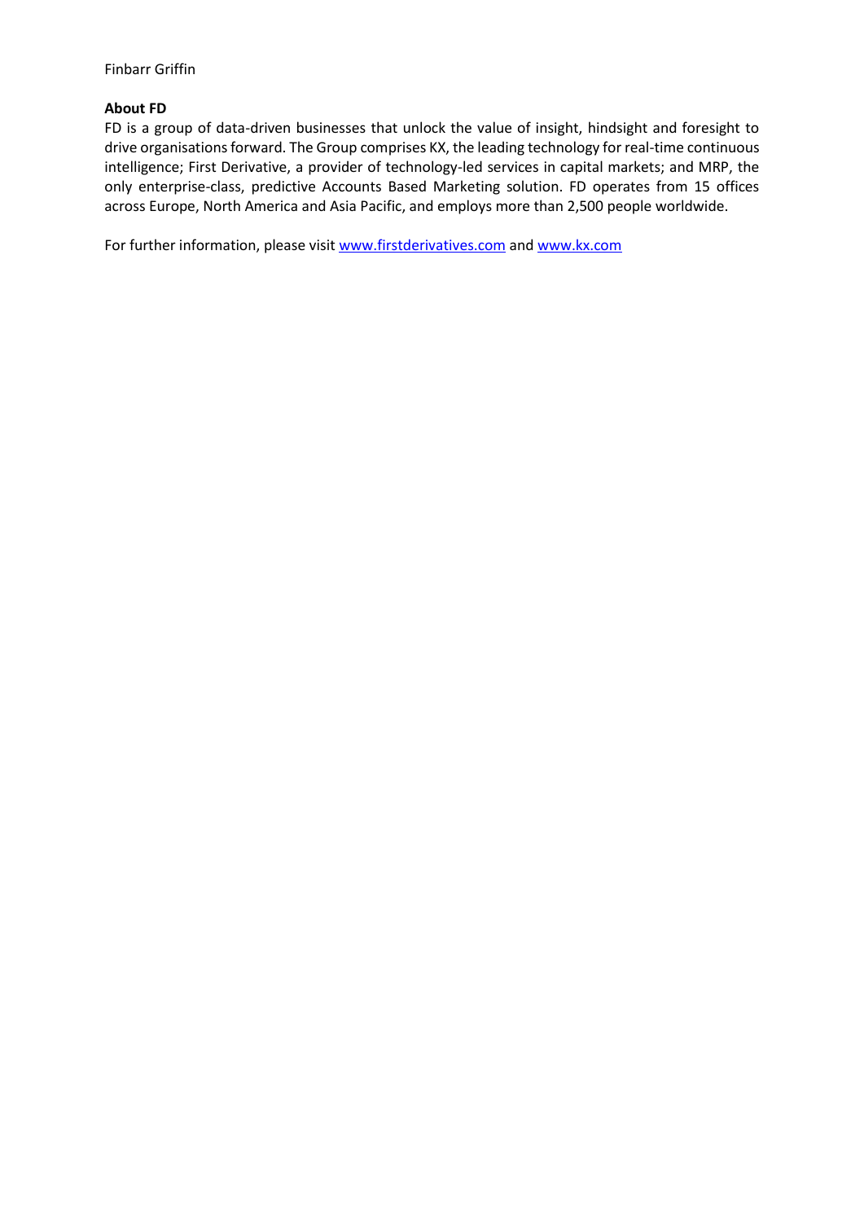Finbarr Griffin

**About FD**

FD is a group of data-driven businesses that unlock the value of insight, hindsight and foresight to drive organisations forward. The Group comprises KX, the leading technology for real-time continuous intelligence; First Derivative, a provider of technology-led services in capital markets; and MRP, the only enterprise-class, predictive Accounts Based Marketing solution. FD operates from 15 offices across Europe, North America and Asia Pacific, and employs more than 2,500 people worldwide.

For further information, please visit [www.firstderivatives.com](http://www.firstderivatives.com) and [www.kx.com](http://www.kx.com)